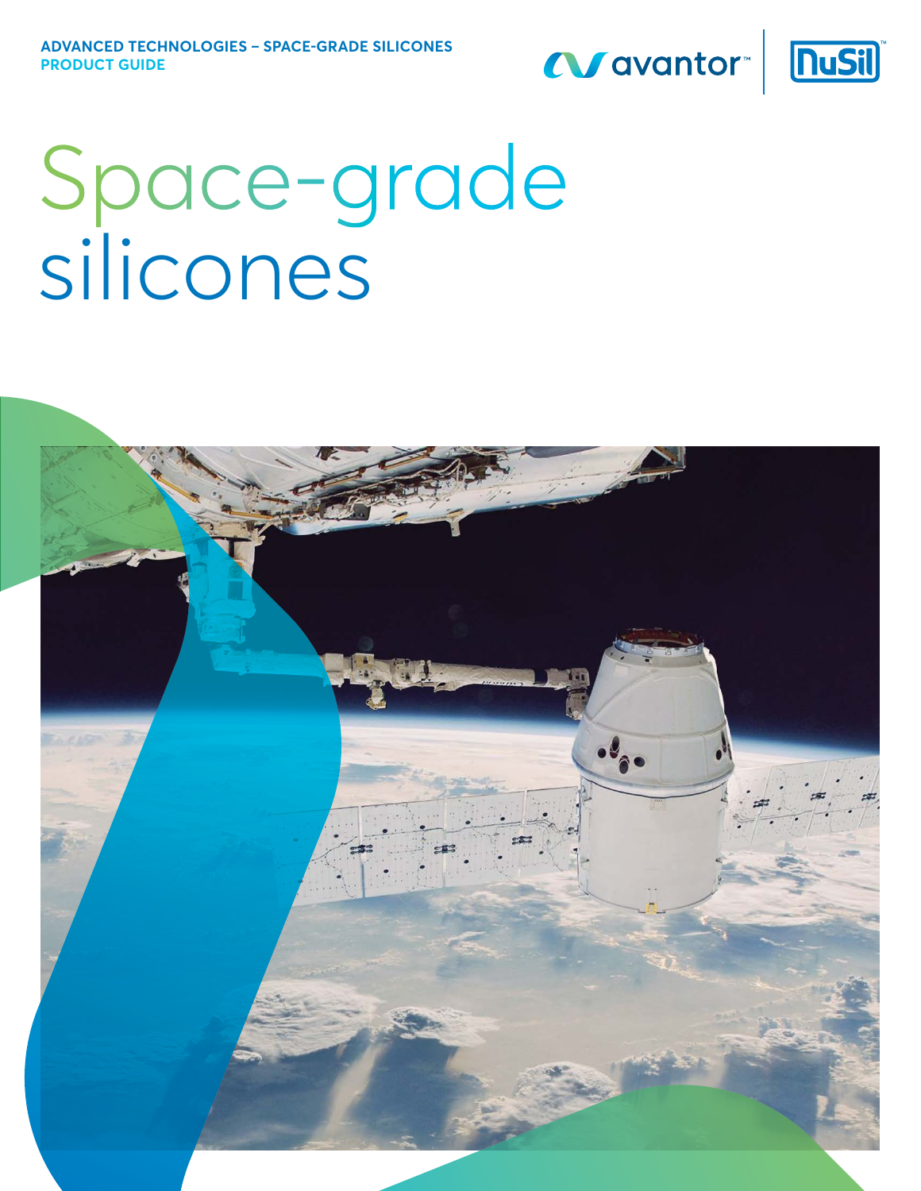ADVANCED TECHNOLOGIES – SPACE-GRADE SILICONES
PRODUCT GUIDE

# Space-grade silicones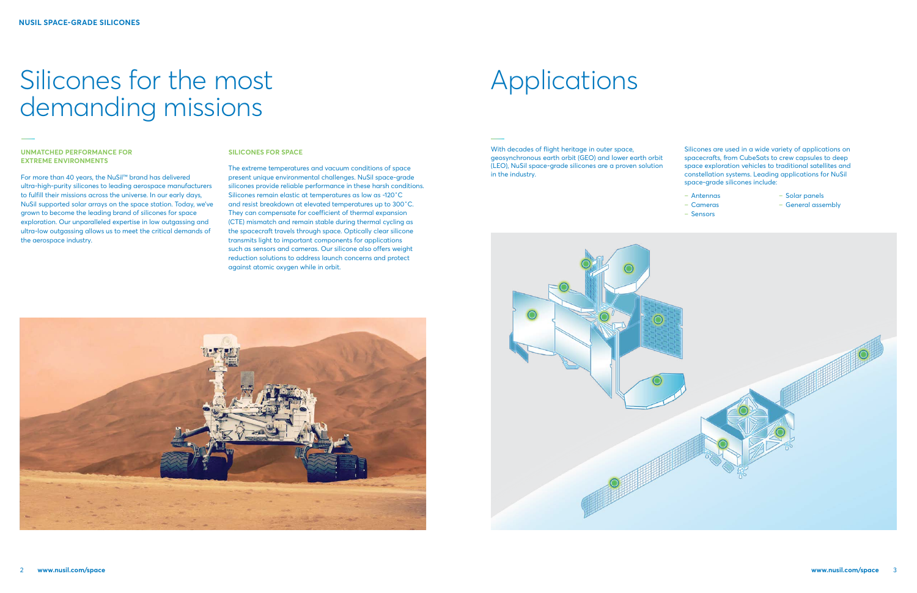# Silicones for the most demanding missions

### UNMATCHED PERFORMANCE FOR EXTREME ENVIRONMENTS

For more than 40 years, the NuSil™ brand has delivered ultra-high-purity silicones to leading aerospace manufacturers to fulfill their missions across the universe. In our early days, NuSil supported solar arrays on the space station. Today, we've grown to become the leading brand of silicones for space exploration. Our unparalleled expertise in low outgassing and ultra-low outgassing allows us to meet the critical demands of the aerospace industry.

### SILICONES FOR SPACE

The extreme temperatures and vacuum conditions of space present unique environmental challenges. NuSil space-grade silicones provide reliable performance in these harsh conditions. Silicones remain elastic at temperatures as low as -120˚C and resist breakdown at elevated temperatures up to 300˚C. They can compensate for coefficient of thermal expansion (CTE) mismatch and remain stable during thermal cycling as the spacecraft travels through space. Optically clear silicone transmits light to important components for applications such as sensors and cameras. Our silicone also offers weight reduction solutions to address launch concerns and protect against atomic oxygen while in orbit.

# Applications

With decades of flight heritage in outer space, geosynchronous earth orbit (GEO) and lower earth orbit (LEO), NuSil space-grade silicones are a proven solution in the industry.

Silicones are used in a wide variety of applications on spacecrafts, from CubeSats to crew capsules to deep space exploration vehicles to traditional satellites and constellation systems. Leading applications for NuSil space-grade silicones include:

- Antennas
- Cameras
- Sensors
- Solar panels
- General assembly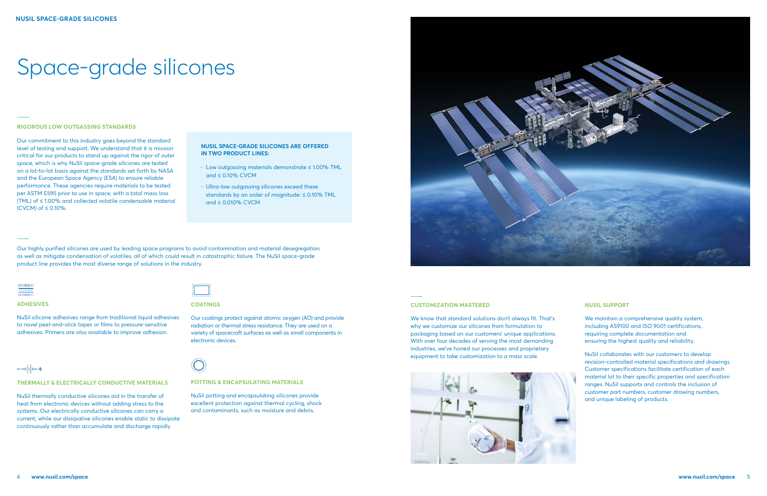# Space-grade silicones

## RIGOROUS LOW OUTGASSING STANDARDS

Our commitment to this industry goes beyond the standard level of testing and support. We understand that it is mission critical for our products to stand up against the rigor of outer space, which is why NuSil space-grade silicones are tested on a lot-to-lot basis against the standards set forth by NASA and the European Space Agency (ESA) to ensure reliable performance. These agencies require materials to be tested per ASTM E595 prior to use in space, with a total mass loss (TML) of ≤ 1.00% and collected volatile condensable material (CVCM) of ≤ 0.10%.

**NUSIL SPACE-GRADE SILICONES ARE OFFERED IN TWO PRODUCT LINES:**

- Low outgassing materials demonstrate ≤ 1.00% TML and ≤ 0.10% CVCM
- Ultra-low outgassing silicones exceed these standards by an order of magnitude: ≤ 0.10% TML and ≤ 0.010% CVCM

Our highly purified silicones are used by leading space programs to avoid contamination and material desegregation as well as mitigate condensation of volatiles, all of which could result in catastrophic failure. The NuSil space-grade product line provides the most diverse range of solutions in the industry.

### ADHESIVES

NuSil silicone adhesives range from traditional liquid adhesives to novel peel-and-stick tapes or films to pressure-sensitive adhesives. Primers are also available to improve adhesion.

### COATINGS

Our coatings protect against atomic oxygen (AO) and provide radiation or thermal stress resistance. They are used on a variety of spacecraft surfaces as well as small components in electronic devices.

### THERMALLY & ELECTRICALLY CONDUCTIVE MATERIALS

NuSil thermally conductive silicones aid in the transfer of heat from electronic devices without adding stress to the systems. Our electrically conductive silicones can carry a current, while our dissipative silicones enable static to dissipate continuously rather than accumulate and discharge rapidly.

### POTTING & ENCAPSULATING MATERIALS

NuSil potting and encapsulating silicones provide excellent protection against thermal cycling, shock and contaminants, such as moisture and debris.

## CUSTOMIZATION MASTERED

We know that standard solutions don't always fit. That's why we customize our silicones from formulation to packaging based on our customers' unique applications. With over four decades of serving the most demanding industries, we've honed our processes and proprietary equipment to take customization to a mass scale.

## NUSIL SUPPORT

We maintain a comprehensive quality system, including AS9100 and ISO 9001 certifications, requiring complete documentation and ensuring the highest quality and reliability.

NuSil collaborates with our customers to develop revision-controlled material specifications and drawings. Customer specifications facilitate certification of each material lot to their specific properties and specification ranges. NuSil supports and controls the inclusion of customer part numbers, customer drawing numbers, and unique labeling of products.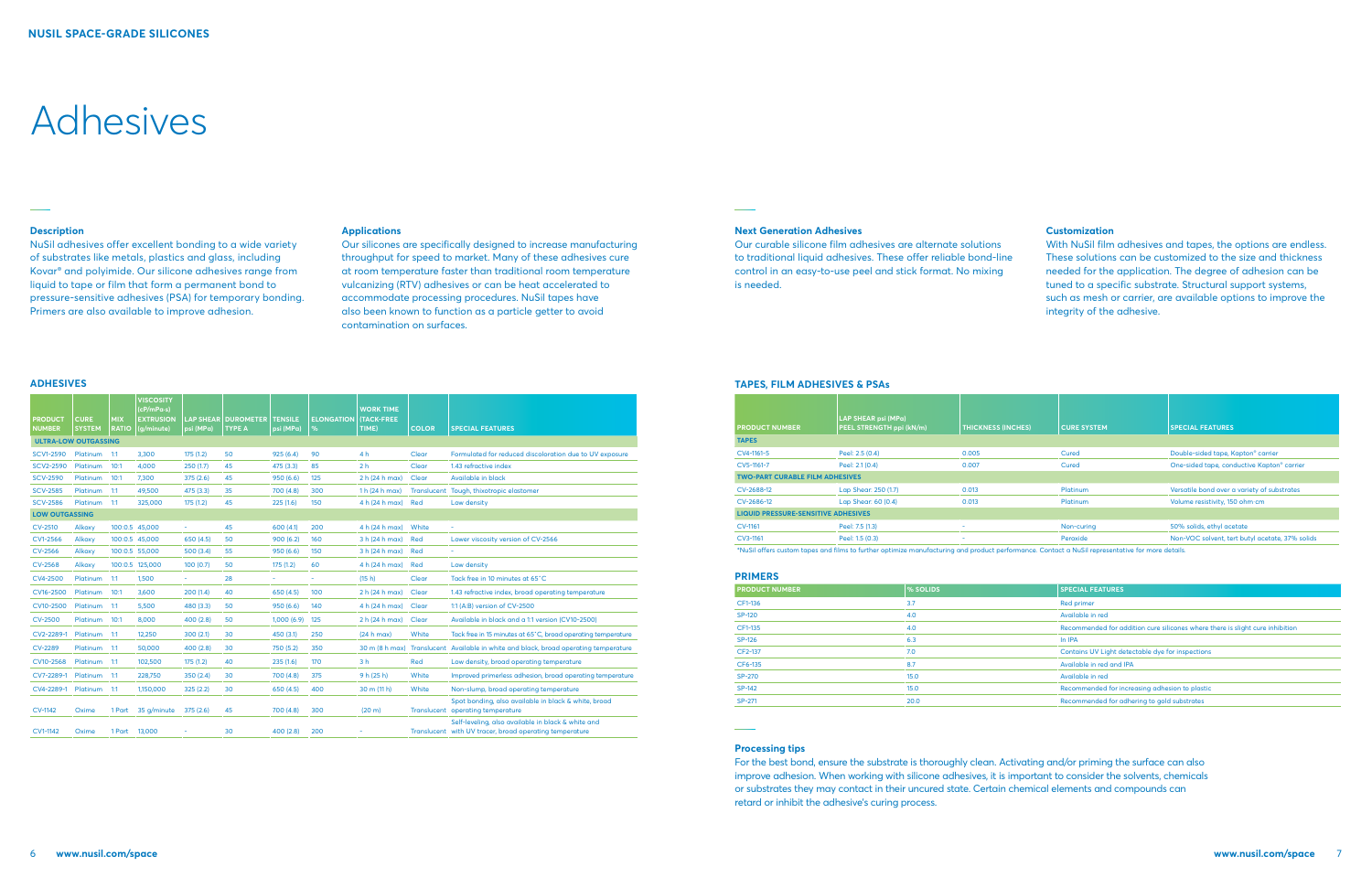# Adhesives

### Description

NuSil adhesives offer excellent bonding to a wide variety of substrates like metals, plastics and glass, including Kovar® and polyimide. Our silicone adhesives range from liquid to tape or film that form a permanent bond to pressure-sensitive adhesives (PSA) for temporary bonding. Primers are also available to improve adhesion.

### Applications

Our silicones are specifically designed to increase manufacturing throughput for speed to market. Many of these adhesives cure at room temperature faster than traditional room temperature vulcanizing (RTV) adhesives or can be heat accelerated to accommodate processing procedures. NuSil tapes have also been known to function as a particle getter to avoid contamination on surfaces.

## ADHESIVES

| PRODUCT NUMBER | CURE SYSTEM | MIX RATIO | VISCOSITY (cP/mPa·s) EXTRUSION (g/minute) | LAP SHEAR psi (MPa) | DUROMETER TYPE A | TENSILE psi (MPa) | ELONGATION % | WORK TIME (TACK-FREE TIME) | COLOR | SPECIAL FEATURES |
|---|---|---|---|---|---|---|---|---|---|---|
| **ULTRA-LOW OUTGASSING** | | | | | | | | | | |
| SCV1-2590 | Platinum | 1:1 | 3,300 | 175 (1.2) | 50 | 925 (6.4) | 90 | 4 h | Clear | Formulated for reduced discoloration due to UV exposure |
| SCV2-2590 | Platinum | 10:1 | 4,000 | 250 (1.7) | 45 | 475 (3.3) | 85 | 2 h | Clear | 1.43 refractive index |
| SCV-2590 | Platinum | 10:1 | 7,300 | 375 (2.6) | 45 | 950 (6.6) | 125 | 2 h (24 h max) | Clear | Available in black |
| SCV-2585 | Platinum | 1:1 | 49,500 | 475 (3.3) | 35 | 700 (4.8) | 300 | 1 h (24 h max) | Translucent | Tough, thixotropic elastomer |
| SCV-2586 | Platinum | 1:1 | 325,000 | 175 (1.2) | 45 | 225 (1.6) | 150 | 4 h (24 h max) | Red | Low density |
| **LOW OUTGASSING** | | | | | | | | | | |
| CV-2510 | Alkoxy | 100:0.5 | 45,000 | - | 45 | 600 (4.1) | 200 | 4 h (24 h max) | White | - |
| CV1-2566 | Alkoxy | 100:0.5 | 45,000 | 650 (4.5) | 50 | 900 (6.2) | 160 | 3 h (24 h max) | Red | Lower viscosity version of CV-2566 |
| CV-2566 | Alkoxy | 100:0.5 | 55,000 | 500 (3.4) | 55 | 950 (6.6) | 150 | 3 h (24 h max) | Red | - |
| CV-2568 | Alkoxy | 100:0.5 | 125,000 | 100 (0.7) | 50 | 175 (1.2) | 60 | 4 h (24 h max) | Red | Low density |
| CV4-2500 | Platinum | 1:1 | 1,500 | - | 28 | - | - | (15 h) | Clear | Tack free in 10 minutes at 65°C |
| CV16-2500 | Platinum | 10:1 | 3,600 | 200 (1.4) | 40 | 650 (4.5) | 100 | 2 h (24 h max) | Clear | 1.43 refractive index, broad operating temperature |
| CV10-2500 | Platinum | 1:1 | 5,500 | 480 (3.3) | 50 | 950 (6.6) | 140 | 4 h (24 h max) | Clear | 1:1 (A:B) version of CV-2500 |
| CV-2500 | Platinum | 10:1 | 8,000 | 400 (2.8) | 50 | 1,000 (6.9) | 125 | 2 h (24 h max) | Clear | Available in black and a 1:1 version (CV10-2500) |
| CV2-2289-1 | Platinum | 1:1 | 12,250 | 300 (2.1) | 30 | 450 (3.1) | 250 | (24 h max) | White | Tack free in 15 minutes at 65°C, broad operating temperature |
| CV-2289 | Platinum | 1:1 | 50,000 | 400 (2.8) | 30 | 750 (5.2) | 350 | 30 m (8 h max) | Translucent | Available in white and black, broad operating temperature |
| CV10-2568 | Platinum | 1:1 | 102,500 | 175 (1.2) | 40 | 235 (1.6) | 170 | 3 h | Red | Low density, broad operating temperature |
| CV7-2289-1 | Platinum | 1:1 | 228,750 | 350 (2.4) | 30 | 700 (4.8) | 375 | 9 h (25 h) | White | Improved primerless adhesion, broad operating temperature |
| CV4-2289-1 | Platinum | 1:1 | 1,150,000 | 325 (2.2) | 30 | 650 (4.5) | 400 | 30 m (11 h) | White | Non-slump, broad operating temperature |
| CV1-1142 | Oxime | 1 Part | 35 g/minute | 375 (2.6) | 45 | 700 (4.8) | 300 | (20 m) | Translucent | Spot bonding, also available in black & white, broad operating temperature |
| CV1-1142 | Oxime | 1 Part | 13,000 | - | 30 | 400 (2.8) | 200 | - | Translucent | Self-leveling, also available in black & white and with UV tracer, broad operating temperature |

### Next Generation Adhesives

Our curable silicone film adhesives are alternate solutions to traditional liquid adhesives. These offer reliable bond-line control in an easy-to-use peel and stick format. No mixing is needed.

### Customization

With NuSil film adhesives and tapes, the options are endless. These solutions can be customized to the size and thickness needed for the application. The degree of adhesion can be tuned to a specific substrate. Structural support systems, such as mesh or carrier, are available options to improve the integrity of the adhesive.

## TAPES, FILM ADHESIVES & PSAs

| PRODUCT NUMBER | LAP SHEAR psi (MPa) PEEL STRENGTH ppi (kN/m) | THICKNESS (INCHES) | CURE SYSTEM | SPECIAL FEATURES |
|---|---|---|---|---|
| **TAPES** | | | | |
| CV4-1161-5 | Peel: 2.5 (0.4) | 0.005 | Cured | Double-sided tape, Kapton® carrier |
| CV5-1161-7 | Peel: 2.1 (0.4) | 0.007 | Cured | One-sided tape, conductive Kapton® carrier |
| **TWO-PART CURABLE FILM ADHESIVES** | | | | |
| CV-2688-12 | Lap Shear: 250 (1.7) | 0.013 | Platinum | Versatile bond over a variety of substrates |
| CV-2686-12 | Lap Shear: 60 (0.4) | 0.013 | Platinum | Volume resistivity, 150 ohm·cm |
| **LIQUID PRESSURE-SENSITIVE ADHESIVES** | | | | |
| CV-1161 | Peel: 7.5 (1.3) | - | Non-curing | 50% solids, ethyl acetate |
| CV3-1161 | Peel: 1.5 (0.3) | - | Peroxide | Non-VOC solvent, tert butyl acetate, 37% solids |

*NuSil offers custom tapes and films to further optimize manufacturing and product performance. Contact a NuSil representative for more details.

## PRIMERS

| PRODUCT NUMBER | % SOLIDS | SPECIAL FEATURES |
|---|---|---|
| CF1-136 | 3.7 | Red primer |
| SP-120 | 4.0 | Available in red |
| CF1-135 | 4.0 | Recommended for addition cure silicones where there is slight cure inhibition |
| SP-126 | 6.3 | In IPA |
| CF2-137 | 7.0 | Contains UV Light detectable dye for inspections |
| CF6-135 | 8.7 | Available in red and IPA |
| SP-270 | 15.0 | Available in red |
| SP-142 | 15.0 | Recommended for increasing adhesion to plastic |
| SP-271 | 20.0 | Recommended for adhering to gold substrates |

### Processing tips

For the best bond, ensure the substrate is thoroughly clean. Activating and/or priming the surface can also improve adhesion. When working with silicone adhesives, it is important to consider the solvents, chemicals or substrates they may contact in their uncured state. Certain chemical elements and compounds can retard or inhibit the adhesive's curing process.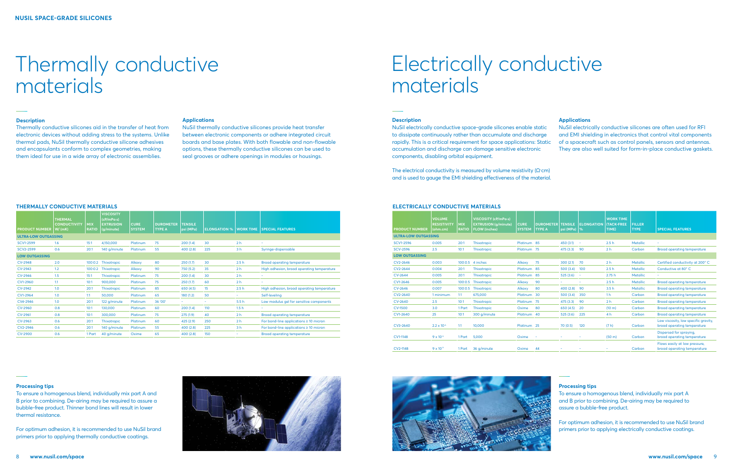# Thermally conductive materials

### Description

Thermally conductive silicones aid in the transfer of heat from electronic devices without adding stress to the systems. Unlike thermal pads, NuSil thermally conductive silicone adhesives and encapsulants conform to complex geometries, making them ideal for use in a wide array of electronic assemblies.

### Applications

NuSil thermally conductive silicones provide heat transfer between electronic components or adhere integrated circuit boards and base plates. With both flowable and non-flowable options, these thermally conductive silicones can be used to seal grooves or adhere openings in modules or housings.

### THERMALLY CONDUCTIVE MATERIALS

| PRODUCT NUMBER | THERMAL CONDUCTIVITY W/ (mK) | MIX RATIO | VISCOSITY (cP/mPa·s) EXTRUSION (g/minute) | CURE SYSTEM | DUROMETER TYPE A | TENSILE psi (MPa) | ELONGATION % | WORK TIME | SPECIAL FEATURES |
|---|---|---|---|---|---|---|---|---|---|
| **ULTRA-LOW OUTGASSING** | | | | | | | | | |
| SCV1-2599 | 1.6 | 15:1 | 4,150,000 | Platinum | 75 | 200 (1.4) | 30 | 2 h | - |
| SCV2-2599 | 0.6 | 20:1 | 140 g/minute | Platinum | 55 | 400 (2.8) | 225 | 3 h | Syringe-dispensable |
| **LOW OUTGASSING** | | | | | | | | | |
| CV-2948 | 2.0 | 100:0.2 | Thixotropic | Alkoxy | 80 | 250 (1.7) | 30 | 2.5 h | Broad operating temperature |
| CV-2943 | 1.2 | 100:0.2 | Thixotropic | Alkoxy | 90 | 750 (5.2) | 35 | 2 h | High adhesion, broad operating temperature |
| CV-2946 | 1.5 | 15:1 | Thixotropic | Platinum | 75 | 200 (1.4) | 30 | 2 h | - |
| CV1-2960 | 1.1 | 10:1 | 900,000 | Platinum | 75 | 250 (1.7) | 60 | 2 h | - |
| CV-2942 | 1.0 | 20:1 | Thixotropic | Platinum | 85 | 650 (4.5) | 15 | 2.5 h | High adhesion, broad operating temperature |
| CV1-2964 | 1.0 | 1:1 | 50,000 | Platinum | 65 | 180 (1.2) | 50 | - | Self-leveling |
| CV4-2946 | 1.0 | 20:1 | 122 g/minute | Platinum | 36 '00' | - | - | 5.5 h | Low modulus gel for sensitive components |
| CV-2960 | 0.8 | 10:1 | 130,000 | Platinum | 60 | 200 (1.4) | 110 | 1.5 h | |
| CV-2961 | 0.8 | 10:1 | 300,000 | Platinum | 75 | 275 (1.9) | 40 | 2 h | Broad operating temperature |
| CV-2963 | 0.6 | 20:1 | Thixotropic | Platinum | 60 | 425 (2.9) | 250 | 2 h | For bond-line applications ≥ 10 micron |
| CV2-2946 | 0.6 | 20:1 | 140 g/minute | Platinum | 55 | 400 (2.8) | 225 | 3 h | For bond-line applications ≥ 10 micron |
| CV-2900 | 0.6 | 1 Part | 40 g/minute | Oxime | 65 | 400 (2.8) | 150 | - | Broad operating temperature |

### Processing tips

To ensure a homogenous blend, individually mix part A and B prior to combining. De-airing may be required to assure a bubble-free product. Thinner bond lines will result in lower thermal resistance.

For optimum adhesion, it is recommended to use NuSil brand primers prior to applying thermally conductive coatings.

# Electrically conductive materials

### Description

NuSil electrically conductive space-grade silicones enable static to dissipate continuously rather than accumulate and discharge rapidly. This is a critical requirement for space applications: Static accumulation and discharge can damage sensitive electronic components, disabling orbital equipment.

The electrical conductivity is measured by volume resistivity (Ω·cm) and is used to gauge the EMI shielding effectiveness of the material.

### Applications

NuSil electrically conductive silicones are often used for RFI and EMI shielding in electronics that control vital components of a spacecraft such as control panels, sensors and antennas. They are also well suited for form-in-place conductive gaskets.

### ELECTRICALLY CONDUCTIVE MATERIALS

| PRODUCT NUMBER | VOLUME RESISTIVITY (ohm.cm) | MIX RATIO | VISCOSITY (cP/mPa·s) EXTRUSION (g/minute) FLOW (inches) | CURE SYSTEM | DUROMETER TYPE A | TENSILE psi (MPa) | ELONGATION % | WORK TIME (TACK-FREE TIME) | FILLER TYPE | SPECIAL FEATURES |
|---|---|---|---|---|---|---|---|---|---|---|
| **ULTRA-LOW OUTGASSING** | | | | | | | | | | |
| SCV1-2596 | 0.005 | 20:1 | Thixotropic | Platinum | 85 | 450 (3.1) | - | 2.5 h | Metallic | - |
| SCV-2596 | 2.5 | 10:1 | Thixotropic | Platinum | 75 | 475 (3.3) | 90 | 2 h | Carbon | Broad operating temperature |
| **LOW OUTGASSING** | | | | | | | | | | |
| CV2-2646 | 0.003 | 100:0.5 | 4 inches | Alkoxy | 75 | 300 (2.1) | 70 | 2 h | Metallic | Certified conductivity at 200° C |
| CV2-2644 | 0.004 | 20:1 | Thixotropic | Platinum | 85 | 500 (3.4) | 100 | 2.5 h | Metallic | Conductive at 80° C |
| CV-2644 | 0.005 | 20:1 | Thixotropic | Platinum | 85 | 525 (3.6) | - | 2.75 h | Metallic | - |
| CV1-2646 | 0.005 | 100:0.5 | Thixotropic | Alkoxy | 90 | - | - | 2.5 h | Metallic | Broad operating temperature |
| CV-2646 | 0.007 | 100:0.5 | Thixotropic | Alkoxy | 80 | 400 (2.8) | 90 | 3.5 h | Metallic | Broad operating temperature |
| CV2-2640 | 1 minimum | 1:1 | 675,000 | Platinum | 30 | 500 (3.4) | 350 | 1 h | Carbon | Broad operating temperature |
| CV-2640 | 2.5 | 10:1 | Thixotropic | Platinum | 75 | 475 (3.3) | 90 | 2 h | Carbon | Broad operating temperature |
| CV-1500 | 3.0 | 1 Part | Thixotropic | Oxime | 80 | 650 (4.5) | 20 | (10 m) | Carbon | Broad operating temperature |
| CV1-2640 | 25 | 10:1 | 300 g/minute | Platinum | 40 | 525 (3.6) | 225 | 4 h | Carbon | Broad operating temperature |
| CV3-2640 | $2.2 \times 10^{6}$ | 1:1 | 10,000 | Platinum | 25 | 70 (0.5) | 120 | (7 h) | Carbon | Low viscosity, low specific gravity, broad operating temperature |
| CV1-1148 | $9 \times 10^{11}$ | 1 Part | 5,000 | Oxime | - | - | - | (50 m) | Carbon | Dispersed for spraying, broad operating temperature |
| CV2-1148 | $9 \times 10^{11}$ | 1 Part | 36 g/minute | Oxime | 44 | - | - | - | Carbon | Flows easily at low pressure, broad operating temperature |

### Processing tips

To ensure a homogenous blend, individually mix part A and B prior to combining. De-airing may be required to assure a bubble-free product.

For optimum adhesion, it is recommended to use NuSil brand primers prior to applying electrically conductive coatings.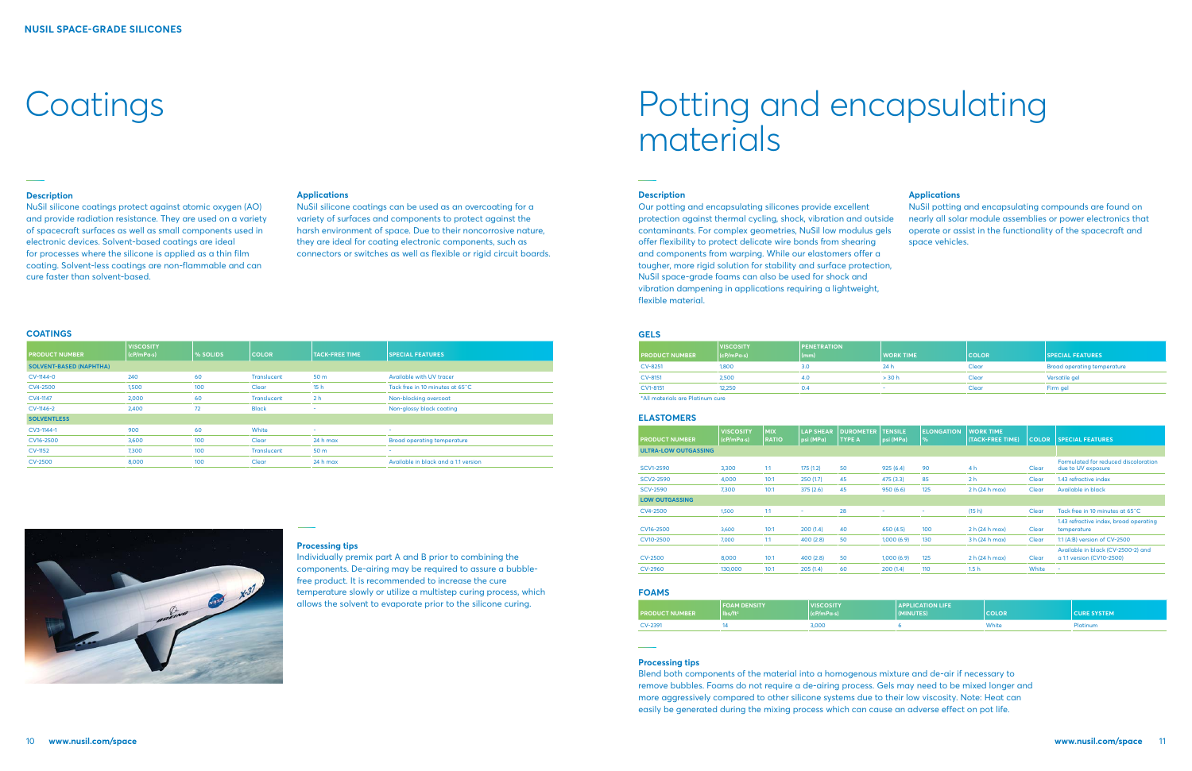# Coatings

### Description

NuSil silicone coatings protect against atomic oxygen (AO) and provide radiation resistance. They are used on a variety of spacecraft surfaces as well as small components used in electronic devices. Solvent-based coatings are ideal for processes where the silicone is applied as a thin film coating. Solvent-less coatings are non-flammable and can cure faster than solvent-based.

### Applications

NuSil silicone coatings can be used as an overcoating for a variety of surfaces and components to protect against the harsh environment of space. Due to their noncorrosive nature, they are ideal for coating electronic components, such as connectors or switches as well as flexible or rigid circuit boards.

### COATINGS

| PRODUCT NUMBER | VISCOSITY (cP/mPa·s) | % SOLIDS | COLOR | TACK-FREE TIME | SPECIAL FEATURES |
|---|---|---|---|---|---|
| **SOLVENT-BASED (NAPHTHA)** | | | | | |
| CV-1144-0 | 240 | 60 | Translucent | 50 m | Available with UV tracer |
| CV4-2500 | 1,500 | 100 | Clear | 15 h | Tack free in 10 minutes at 65°C |
| CV4-1147 | 2,000 | 60 | Translucent | 2 h | Non-blocking overcoat |
| CV-1146-2 | 2,400 | 72 | Black | - | Non-glossy black coating |
| **SOLVENTLESS** | | | | | |
| CV3-1144-1 | 900 | 60 | White | - | - |
| CV16-2500 | 3,600 | 100 | Clear | 24 h max | Broad operating temperature |
| CV-1152 | 7,300 | 100 | Translucent | 50 m | - |
| CV-2500 | 8,000 | 100 | Clear | 24 h max | Available in black and a 1:1 version |

### Processing tips

Individually premix part A and B prior to combining the components. De-airing may be required to assure a bubble-free product. It is recommended to increase the cure temperature slowly or utilize a multistep curing process, which allows the solvent to evaporate prior to the silicone curing.

# Potting and encapsulating materials

### Description

Our potting and encapsulating silicones provide excellent protection against thermal cycling, shock, vibration and outside contaminants. For complex geometries, NuSil low modulus gels offer flexibility to protect delicate wire bonds from shearing and components from warping. While our elastomers offer a tougher, more rigid solution for stability and surface protection, NuSil space-grade foams can also be used for shock and vibration dampening in applications requiring a lightweight, flexible material.

### Applications

NuSil potting and encapsulating compounds are found on nearly all solar module assemblies or power electronics that operate or assist in the functionality of the spacecraft and space vehicles.

### GELS

| PRODUCT NUMBER | VISCOSITY (cP/mPa·s) | PENETRATION (mm) | WORK TIME | COLOR | SPECIAL FEATURES |
|---|---|---|---|---|---|
| CV-8251 | 1,800 | 3.0 | 24 h | Clear | Broad operating temperature |
| CV-8151 | 2,500 | 4.0 | > 30 h | Clear | Versatile gel |
| CV1-8151 | 12,250 | 0.4 | - | Clear | Firm gel |

*All materials are Platinum cure

### ELASTOMERS

| PRODUCT NUMBER | VISCOSITY (cP/mPa·s) | MIX RATIO | LAP SHEAR psi (MPa) | DUROMETER TYPE A | TENSILE psi (MPa) | ELONGATION % | WORK TIME (TACK-FREE TIME) | COLOR | SPECIAL FEATURES |
|---|---|---|---|---|---|---|---|---|---|
| **ULTRA-LOW OUTGASSING** | | | | | | | | | |
| SCV1-2590 | 3,300 | 1:1 | 175 (1.2) | 50 | 925 (6.4) | 90 | 4 h | Clear | Formulated for reduced discoloration due to UV exposure |
| SCV2-2590 | 4,000 | 10:1 | 250 (1.7) | 45 | 475 (3.3) | 85 | 2 h | Clear | 1.43 refractive index |
| SCV-2590 | 7,300 | 10:1 | 375 (2.6) | 45 | 950 (6.6) | 125 | 2 h (24 h max) | Clear | Available in black |
| **LOW OUTGASSING** | | | | | | | | | |
| CV4-2500 | 1,500 | 1:1 | - | 28 | - | - | (15 h) | Clear | Tack free in 10 minutes at 65°C |
| CV16-2500 | 3,600 | 10:1 | 200 (1.4) | 40 | 650 (4.5) | 100 | 2 h (24 h max) | Clear | 1.43 refractive index, broad operating temperature |
| CV10-2500 | 7,000 | 1:1 | 400 (2.8) | 50 | 1,000 (6.9) | 130 | 3 h (24 h max) | Clear | 1:1 (A:B) version of CV-2500 |
| CV-2500 | 8,000 | 10:1 | 400 (2.8) | 50 | 1,000 (6.9) | 125 | 2 h (24 h max) | Clear | Available in black (CV-2500-2) and a 1:1 version (CV10-2500) |
| CV-2960 | 130,000 | 10:1 | 205 (1.4) | 60 | 200 (1.4) | 110 | 1.5 h | White | - |

### FOAMS

| PRODUCT NUMBER | FOAM DENSITY lbs/ft³ | VISCOSITY (cP/mPa·s) | APPLICATION LIFE (MINUTES) | COLOR | CURE SYSTEM |
|---|---|---|---|---|---|
| CV-2391 | 14 | 3,000 | 6 | White | Platinum |

### Processing tips

Blend both components of the material into a homogenous mixture and de-air if necessary to remove bubbles. Foams do not require a de-airing process. Gels may need to be mixed longer and more aggressively compared to other silicone systems due to their low viscosity. Note: Heat can easily be generated during the mixing process which can cause an adverse effect on pot life.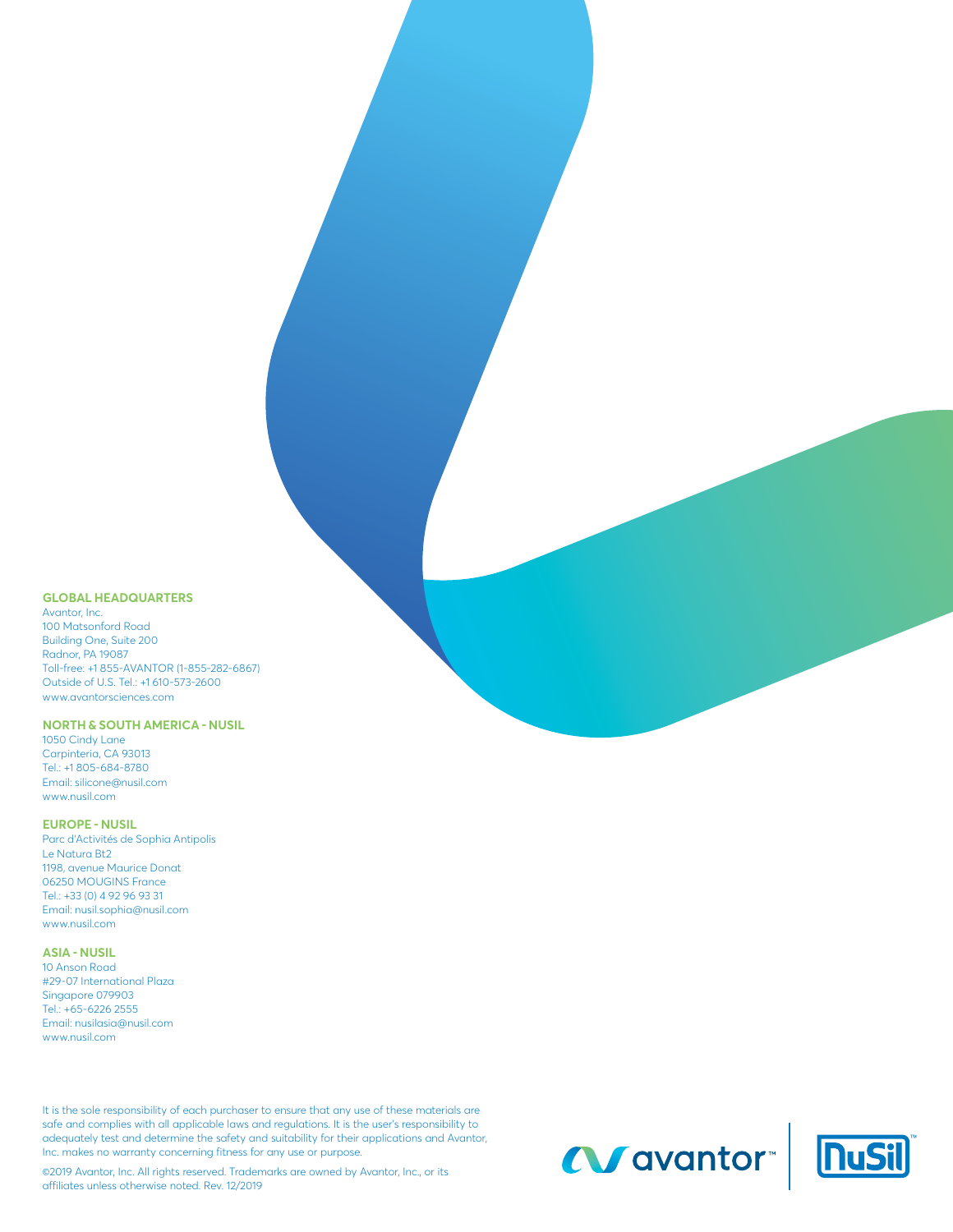**GLOBAL HEADQUARTERS**

Avantor, Inc.
100 Matsonford Road
Building One, Suite 200
Radnor, PA 19087
Toll-free: +1 855-AVANTOR (1-855-282-6867)
Outside of U.S. Tel.: +1 610-573-2600
www.avantorsciences.com

**NORTH & SOUTH AMERICA - NUSIL**

1050 Cindy Lane
Carpinteria, CA 93013
Tel.: +1 805-684-8780
Email: silicone@nusil.com
www.nusil.com

**EUROPE - NUSIL**

Parc d'Activités de Sophia Antipolis
Le Natura Bt2
1198, avenue Maurice Donat
06250 MOUGINS France
Tel.: +33 (0) 4 92 96 93 31
Email: nusil.sophia@nusil.com
www.nusil.com

**ASIA - NUSIL**

10 Anson Road
#29-07 International Plaza
Singapore 079903
Tel.: +65-6226 2555
Email: nusilasia@nusil.com
www.nusil.com

It is the sole responsibility of each purchaser to ensure that any use of these materials are safe and complies with all applicable laws and regulations. It is the user's responsibility to adequately test and determine the safety and suitability for their applications and Avantor, Inc. makes no warranty concerning fitness for any use or purpose.

©2019 Avantor, Inc. All rights reserved. Trademarks are owned by Avantor, Inc., or its affiliates unless otherwise noted. Rev. 12/2019

avantor™ | NuSil™